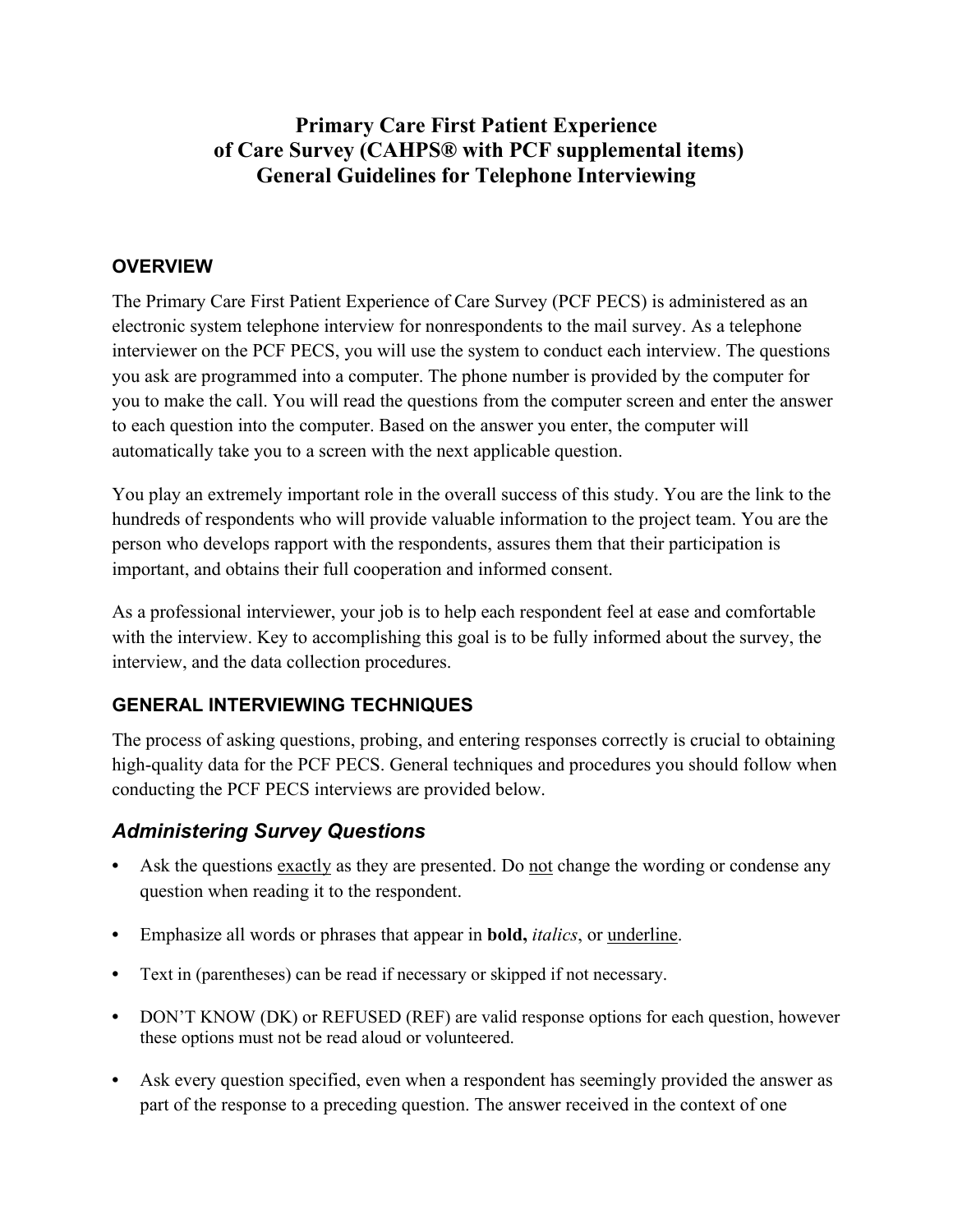# Primary Care First Patient Experience of Care Survey (CAHPS® with PCF supplemental items) General Guidelines for Telephone Interviewing

## OVERVIEW

The Primary Care First Patient Experience of Care Survey (PCF PECS) is administered as an electronic system telephone interview for nonrespondents to the mail survey. As a telephone interviewer on the PCF PECS, you will use the system to conduct each interview. The questions you ask are programmed into a computer. The phone number is provided by the computer for you to make the call. You will read the questions from the computer screen and enter the answer to each question into the computer. Based on the answer you enter, the computer will automatically take you to a screen with the next applicable question.

You play an extremely important role in the overall success of this study. You are the link to the hundreds of respondents who will provide valuable information to the project team. You are the person who develops rapport with the respondents, assures them that their participation is important, and obtains their full cooperation and informed consent.

As a professional interviewer, your job is to help each respondent feel at ease and comfortable with the interview. Key to accomplishing this goal is to be fully informed about the survey, the interview, and the data collection procedures.

## GENERAL INTERVIEWING TECHNIQUES

The process of asking questions, probing, and entering responses correctly is crucial to obtaining high-quality data for the PCF PECS. General techniques and procedures you should follow when conducting the PCF PECS interviews are provided below.

### *Administering Survey Questions*

- Ask the questions <u>exactly</u> as they are presented. Do <u>not</u> change the wording or condense any question when reading it to the respondent.
- Emphasize all words or phrases that appear in **bold,** *italics*, or <u>underline</u>.
- Text in (parentheses) can be read if necessary or skipped if not necessary.
- DON'T KNOW (DK) or REFUSED (REF) are valid response options for each question, however these options must not be read aloud or volunteered.
- Ask every question specified, even when a respondent has seemingly provided the answer as part of the response to a preceding question. The answer received in the context of one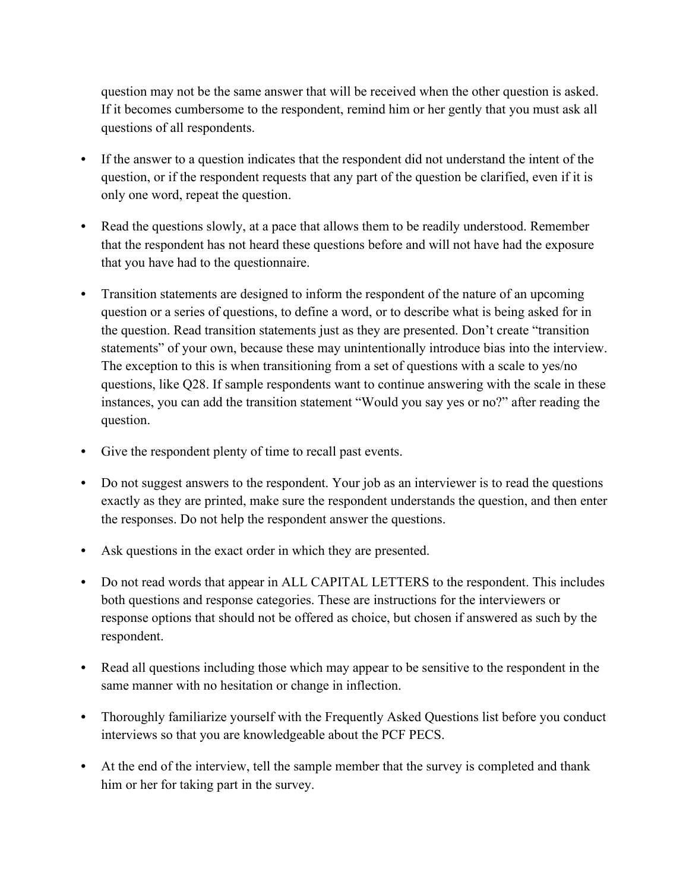question may not be the same answer that will be received when the other question is asked. If it becomes cumbersome to the respondent, remind him or her gently that you must ask all questions of all respondents.

- If the answer to a question indicates that the respondent did not understand the intent of the question, or if the respondent requests that any part of the question be clarified, even if it is only one word, repeat the question.

- Read the questions slowly, at a pace that allows them to be readily understood. Remember that the respondent has not heard these questions before and will not have had the exposure that you have had to the questionnaire.

- Transition statements are designed to inform the respondent of the nature of an upcoming question or a series of questions, to define a word, or to describe what is being asked for in the question. Read transition statements just as they are presented. Don't create "transition statements" of your own, because these may unintentionally introduce bias into the interview. The exception to this is when transitioning from a set of questions with a scale to yes/no questions, like Q28. If sample respondents want to continue answering with the scale in these instances, you can add the transition statement "Would you say yes or no?" after reading the question.

- Give the respondent plenty of time to recall past events.

- Do not suggest answers to the respondent. Your job as an interviewer is to read the questions exactly as they are printed, make sure the respondent understands the question, and then enter the responses. Do not help the respondent answer the questions.

- Ask questions in the exact order in which they are presented.

- Do not read words that appear in ALL CAPITAL LETTERS to the respondent. This includes both questions and response categories. These are instructions for the interviewers or response options that should not be offered as choice, but chosen if answered as such by the respondent.

- Read all questions including those which may appear to be sensitive to the respondent in the same manner with no hesitation or change in inflection.

- Thoroughly familiarize yourself with the Frequently Asked Questions list before you conduct interviews so that you are knowledgeable about the PCF PECS.

- At the end of the interview, tell the sample member that the survey is completed and thank him or her for taking part in the survey.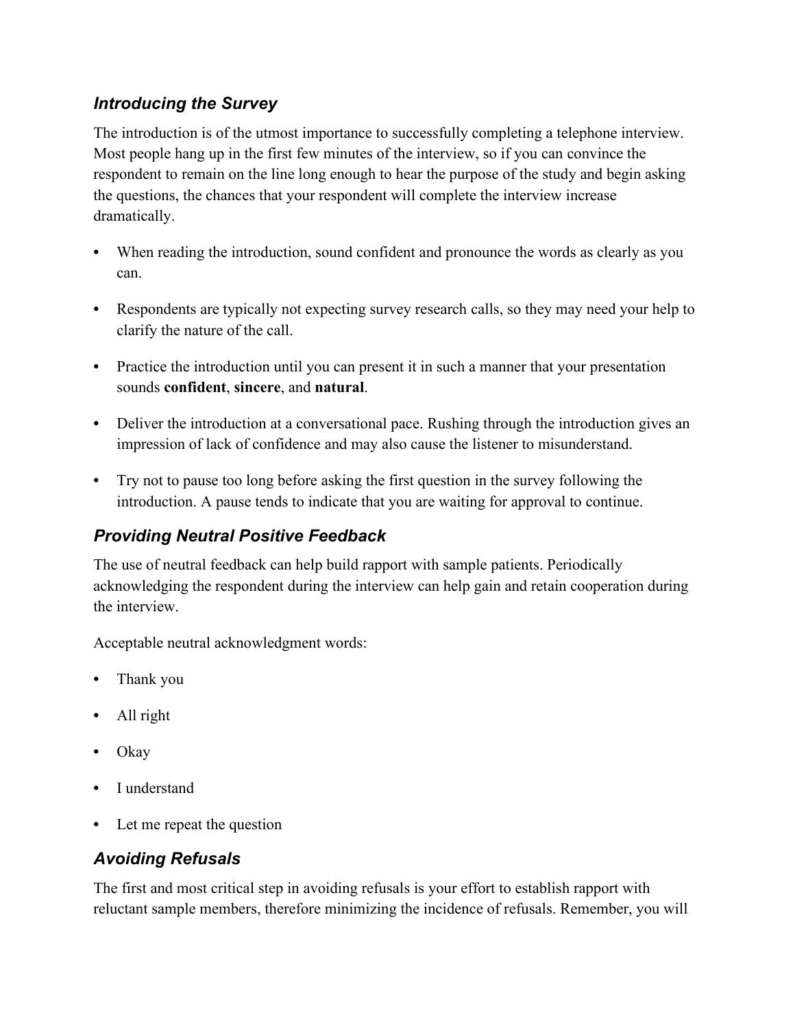### *Introducing the Survey*

The introduction is of the utmost importance to successfully completing a telephone interview. Most people hang up in the first few minutes of the interview, so if you can convince the respondent to remain on the line long enough to hear the purpose of the study and begin asking the questions, the chances that your respondent will complete the interview increase dramatically.

- When reading the introduction, sound confident and pronounce the words as clearly as you can.
- Respondents are typically not expecting survey research calls, so they may need your help to clarify the nature of the call.
- Practice the introduction until you can present it in such a manner that your presentation sounds **confident**, **sincere**, and **natural**.
- Deliver the introduction at a conversational pace. Rushing through the introduction gives an impression of lack of confidence and may also cause the listener to misunderstand.
- Try not to pause too long before asking the first question in the survey following the introduction. A pause tends to indicate that you are waiting for approval to continue.

### *Providing Neutral Positive Feedback*

The use of neutral feedback can help build rapport with sample patients. Periodically acknowledging the respondent during the interview can help gain and retain cooperation during the interview.

Acceptable neutral acknowledgment words:

- Thank you
- All right
- Okay
- I understand
- Let me repeat the question

### *Avoiding Refusals*

The first and most critical step in avoiding refusals is your effort to establish rapport with reluctant sample members, therefore minimizing the incidence of refusals. Remember, you will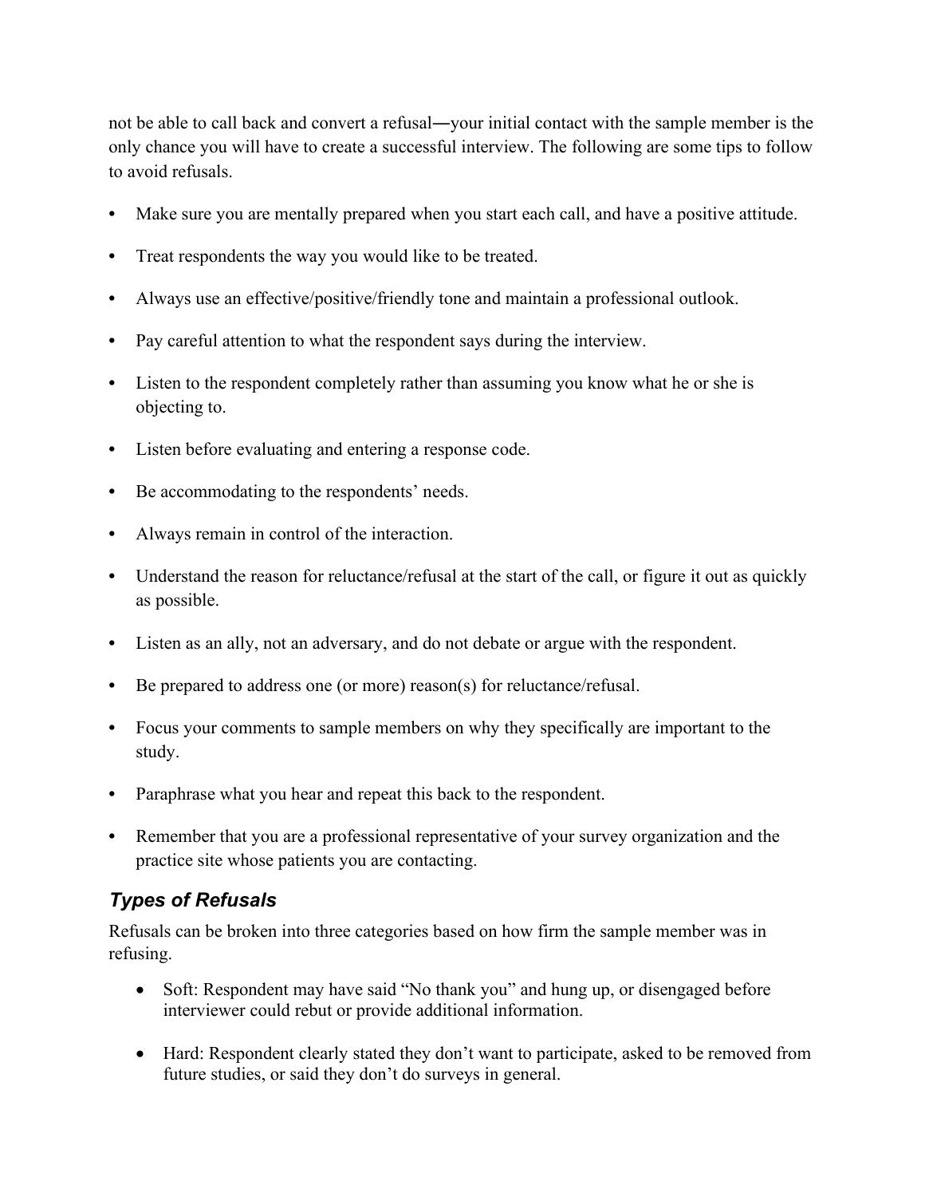not be able to call back and convert a refusal―your initial contact with the sample member is the only chance you will have to create a successful interview. The following are some tips to follow to avoid refusals.

- Make sure you are mentally prepared when you start each call, and have a positive attitude.
- Treat respondents the way you would like to be treated.
- Always use an effective/positive/friendly tone and maintain a professional outlook.
- Pay careful attention to what the respondent says during the interview.
- Listen to the respondent completely rather than assuming you know what he or she is objecting to.
- Listen before evaluating and entering a response code.
- Be accommodating to the respondents' needs.
- Always remain in control of the interaction.
- Understand the reason for reluctance/refusal at the start of the call, or figure it out as quickly as possible.
- Listen as an ally, not an adversary, and do not debate or argue with the respondent.
- Be prepared to address one (or more) reason(s) for reluctance/refusal.
- Focus your comments to sample members on why they specifically are important to the study.
- Paraphrase what you hear and repeat this back to the respondent.
- Remember that you are a professional representative of your survey organization and the practice site whose patients you are contacting.

### *Types of Refusals*

Refusals can be broken into three categories based on how firm the sample member was in refusing.

- Soft: Respondent may have said "No thank you" and hung up, or disengaged before interviewer could rebut or provide additional information.
- Hard: Respondent clearly stated they don't want to participate, asked to be removed from future studies, or said they don't do surveys in general.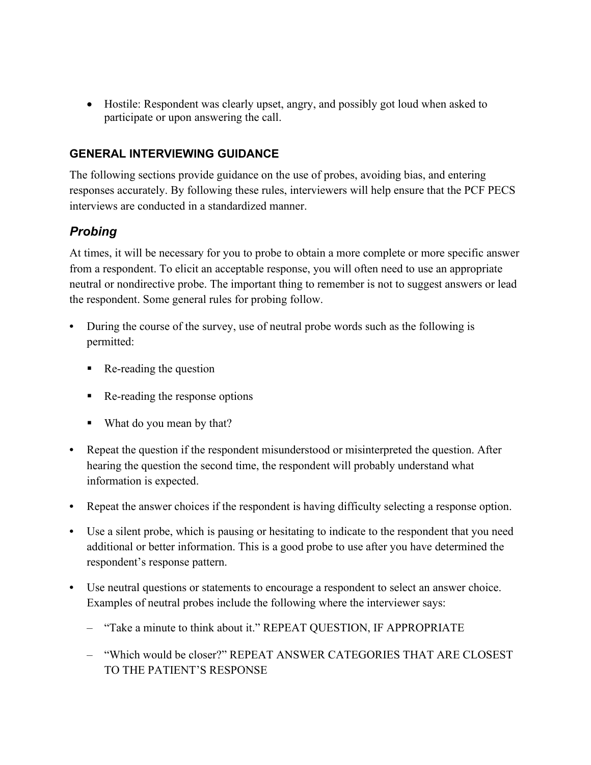- Hostile: Respondent was clearly upset, angry, and possibly got loud when asked to participate or upon answering the call.

## GENERAL INTERVIEWING GUIDANCE

The following sections provide guidance on the use of probes, avoiding bias, and entering responses accurately. By following these rules, interviewers will help ensure that the PCF PECS interviews are conducted in a standardized manner.

### *Probing*

At times, it will be necessary for you to probe to obtain a more complete or more specific answer from a respondent. To elicit an acceptable response, you will often need to use an appropriate neutral or nondirective probe. The important thing to remember is not to suggest answers or lead the respondent. Some general rules for probing follow.

- During the course of the survey, use of neutral probe words such as the following is permitted:
  - Re-reading the question
  - Re-reading the response options
  - What do you mean by that?
- Repeat the question if the respondent misunderstood or misinterpreted the question. After hearing the question the second time, the respondent will probably understand what information is expected.
- Repeat the answer choices if the respondent is having difficulty selecting a response option.
- Use a silent probe, which is pausing or hesitating to indicate to the respondent that you need additional or better information. This is a good probe to use after you have determined the respondent's response pattern.
- Use neutral questions or statements to encourage a respondent to select an answer choice. Examples of neutral probes include the following where the interviewer says:
  - "Take a minute to think about it." REPEAT QUESTION, IF APPROPRIATE
  - "Which would be closer?" REPEAT ANSWER CATEGORIES THAT ARE CLOSEST TO THE PATIENT'S RESPONSE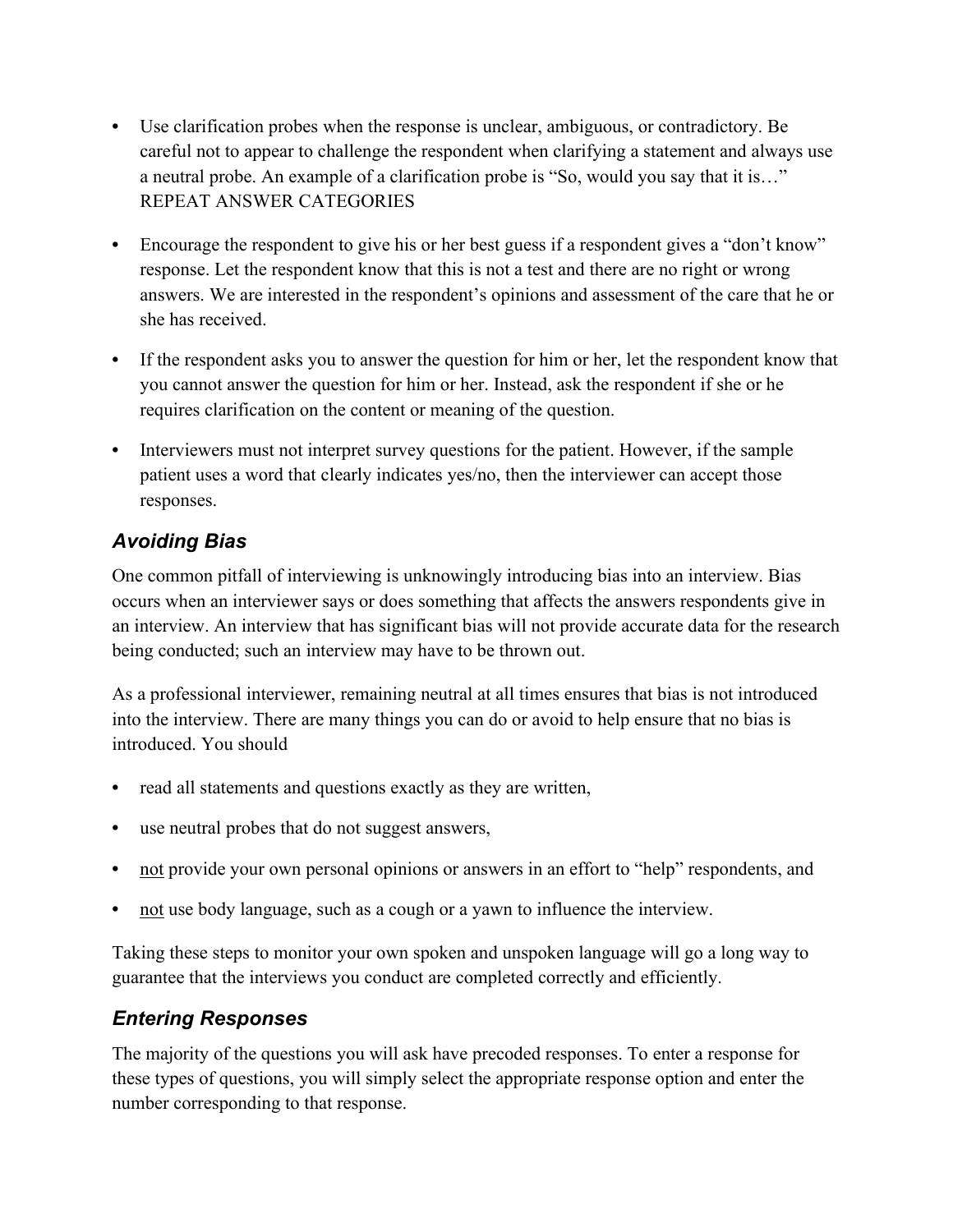- Use clarification probes when the response is unclear, ambiguous, or contradictory. Be careful not to appear to challenge the respondent when clarifying a statement and always use a neutral probe. An example of a clarification probe is "So, would you say that it is…" REPEAT ANSWER CATEGORIES

- Encourage the respondent to give his or her best guess if a respondent gives a "don't know" response. Let the respondent know that this is not a test and there are no right or wrong answers. We are interested in the respondent's opinions and assessment of the care that he or she has received.

- If the respondent asks you to answer the question for him or her, let the respondent know that you cannot answer the question for him or her. Instead, ask the respondent if she or he requires clarification on the content or meaning of the question.

- Interviewers must not interpret survey questions for the patient. However, if the sample patient uses a word that clearly indicates yes/no, then the interviewer can accept those responses.

### *Avoiding Bias*

One common pitfall of interviewing is unknowingly introducing bias into an interview. Bias occurs when an interviewer says or does something that affects the answers respondents give in an interview. An interview that has significant bias will not provide accurate data for the research being conducted; such an interview may have to be thrown out.

As a professional interviewer, remaining neutral at all times ensures that bias is not introduced into the interview. There are many things you can do or avoid to help ensure that no bias is introduced. You should

- read all statements and questions exactly as they are written,
- use neutral probes that do not suggest answers,
- <u>not</u> provide your own personal opinions or answers in an effort to "help" respondents, and
- <u>not</u> use body language, such as a cough or a yawn to influence the interview.

Taking these steps to monitor your own spoken and unspoken language will go a long way to guarantee that the interviews you conduct are completed correctly and efficiently.

### *Entering Responses*

The majority of the questions you will ask have precoded responses. To enter a response for these types of questions, you will simply select the appropriate response option and enter the number corresponding to that response.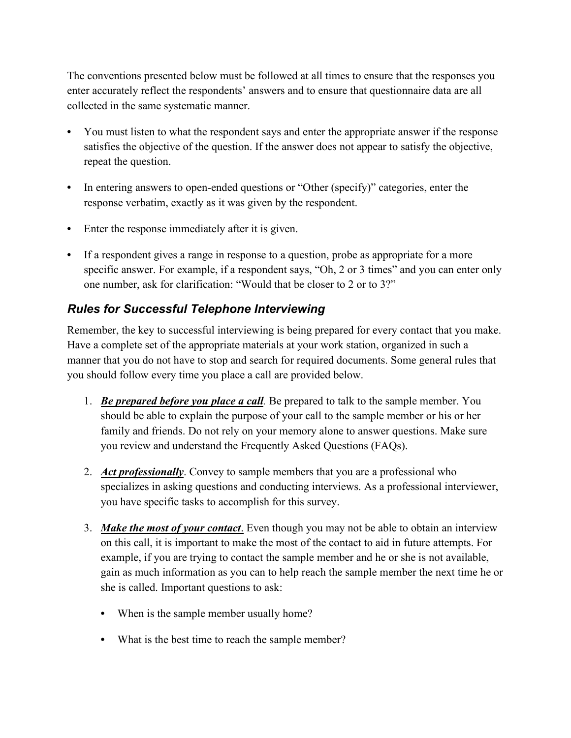The conventions presented below must be followed at all times to ensure that the responses you enter accurately reflect the respondents' answers and to ensure that questionnaire data are all collected in the same systematic manner.

- You must <u>listen</u> to what the respondent says and enter the appropriate answer if the response satisfies the objective of the question. If the answer does not appear to satisfy the objective, repeat the question.

- In entering answers to open-ended questions or "Other (specify)" categories, enter the response verbatim, exactly as it was given by the respondent.

- Enter the response immediately after it is given.

- If a respondent gives a range in response to a question, probe as appropriate for a more specific answer. For example, if a respondent says, "Oh, 2 or 3 times" and you can enter only one number, ask for clarification: "Would that be closer to 2 or to 3?"

### *Rules for Successful Telephone Interviewing*

Remember, the key to successful interviewing is being prepared for every contact that you make. Have a complete set of the appropriate materials at your work station, organized in such a manner that you do not have to stop and search for required documents. Some general rules that you should follow every time you place a call are provided below.

1. ***<u>Be prepared before you place a call</u>***. Be prepared to talk to the sample member. You should be able to explain the purpose of your call to the sample member or his or her family and friends. Do not rely on your memory alone to answer questions. Make sure you review and understand the Frequently Asked Questions (FAQs).

2. ***<u>Act professionally</u>***. Convey to sample members that you are a professional who specializes in asking questions and conducting interviews. As a professional interviewer, you have specific tasks to accomplish for this survey.

3. ***<u>Make the most of your contact</u>***. Even though you may not be able to obtain an interview on this call, it is important to make the most of the contact to aid in future attempts. For example, if you are trying to contact the sample member and he or she is not available, gain as much information as you can to help reach the sample member the next time he or she is called. Important questions to ask:

   - When is the sample member usually home?

   - What is the best time to reach the sample member?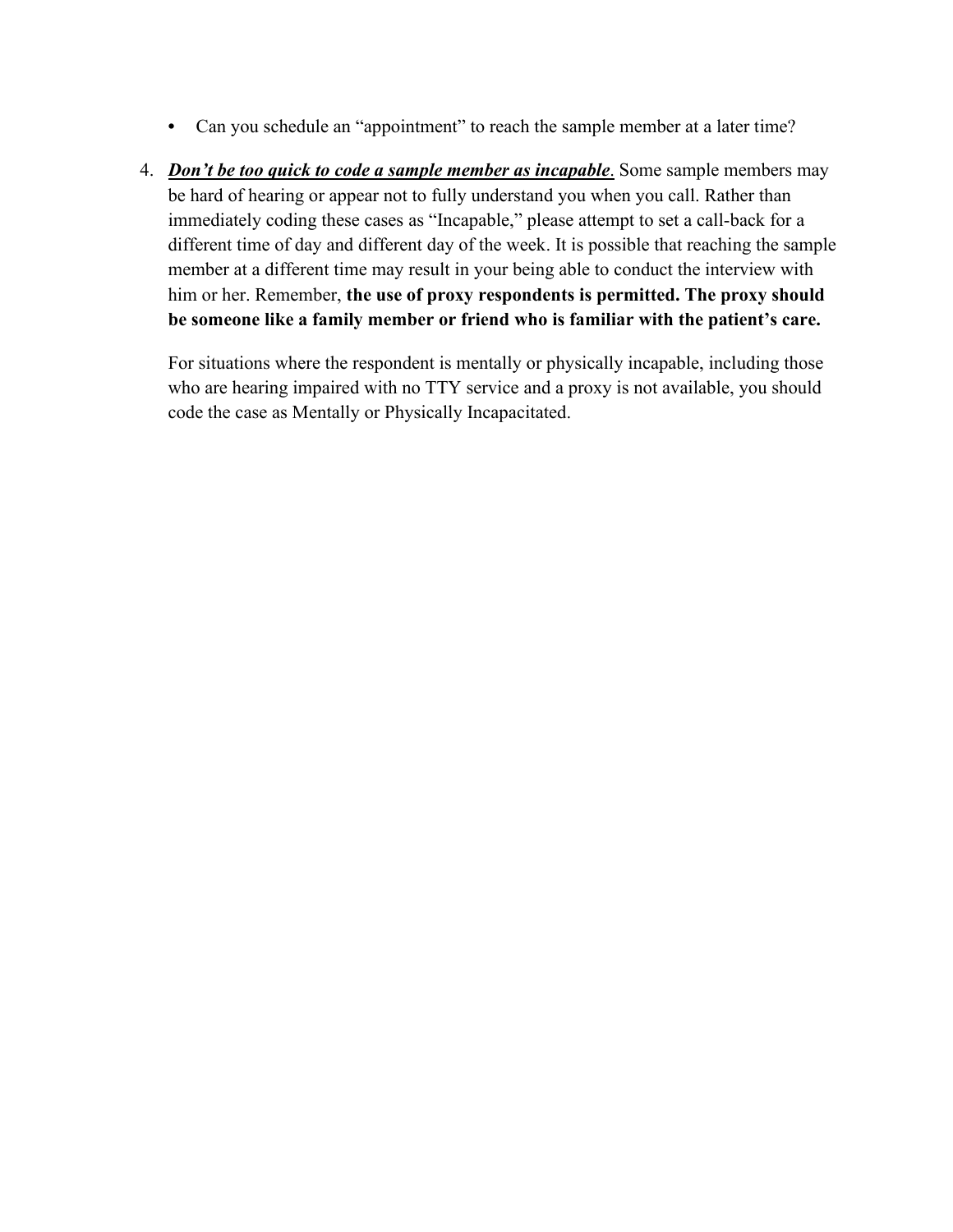- Can you schedule an “appointment” to reach the sample member at a later time?

4. ***<u>Don’t be too quick to code a sample member as incapable</u>***. Some sample members may be hard of hearing or appear not to fully understand you when you call. Rather than immediately coding these cases as “Incapable,” please attempt to set a call-back for a different time of day and different day of the week. It is possible that reaching the sample member at a different time may result in your being able to conduct the interview with him or her. Remember, **the use of proxy respondents is permitted. The proxy should be someone like a family member or friend who is familiar with the patient’s care.**

   For situations where the respondent is mentally or physically incapable, including those who are hearing impaired with no TTY service and a proxy is not available, you should code the case as Mentally or Physically Incapacitated.